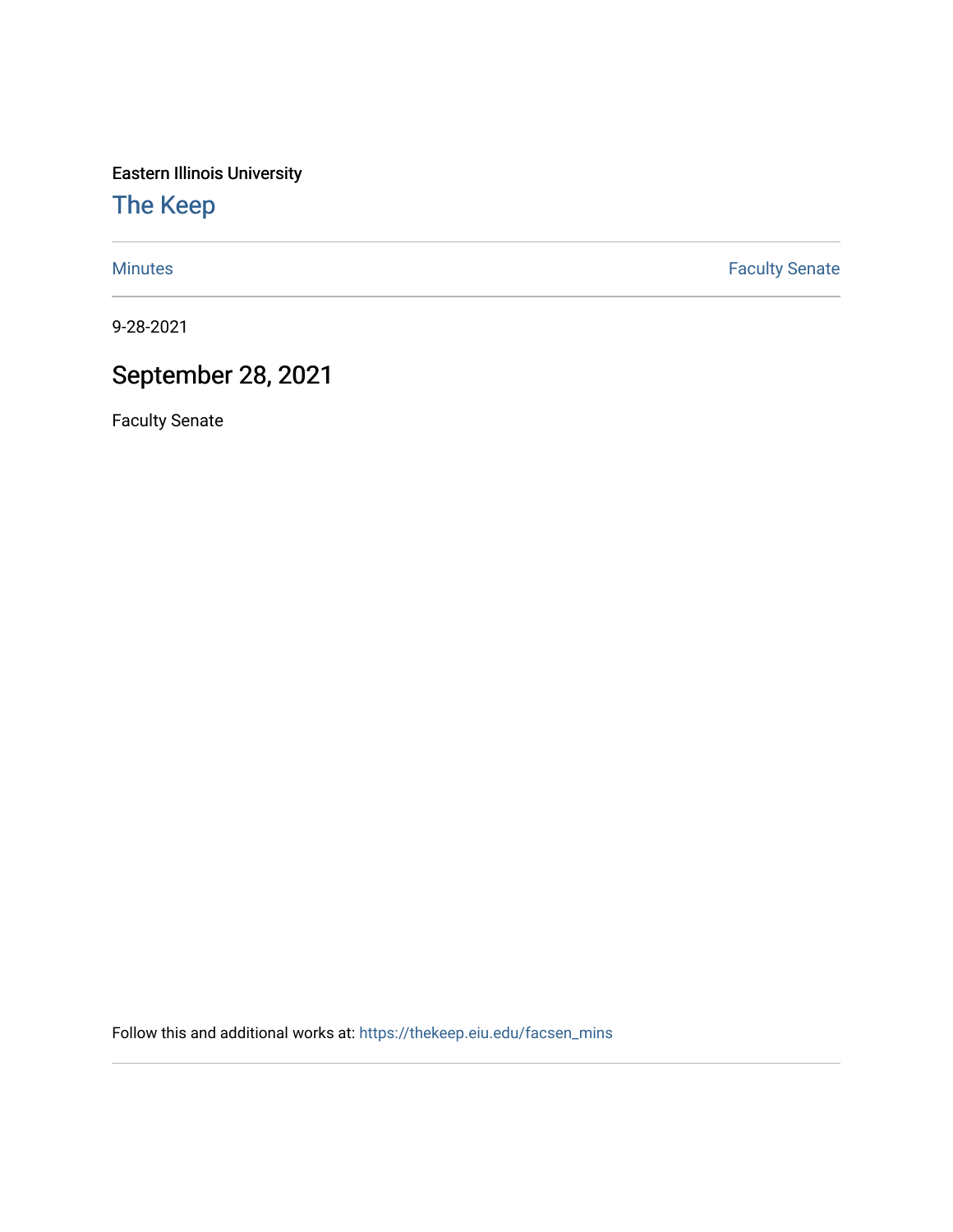Eastern Illinois University

# The Keep

Minutes | Faculty Senate

9-28-2021

## September 28, 2021

Faculty Senate

Follow this and additional works at: https://thekeep.eiu.edu/facsen_mins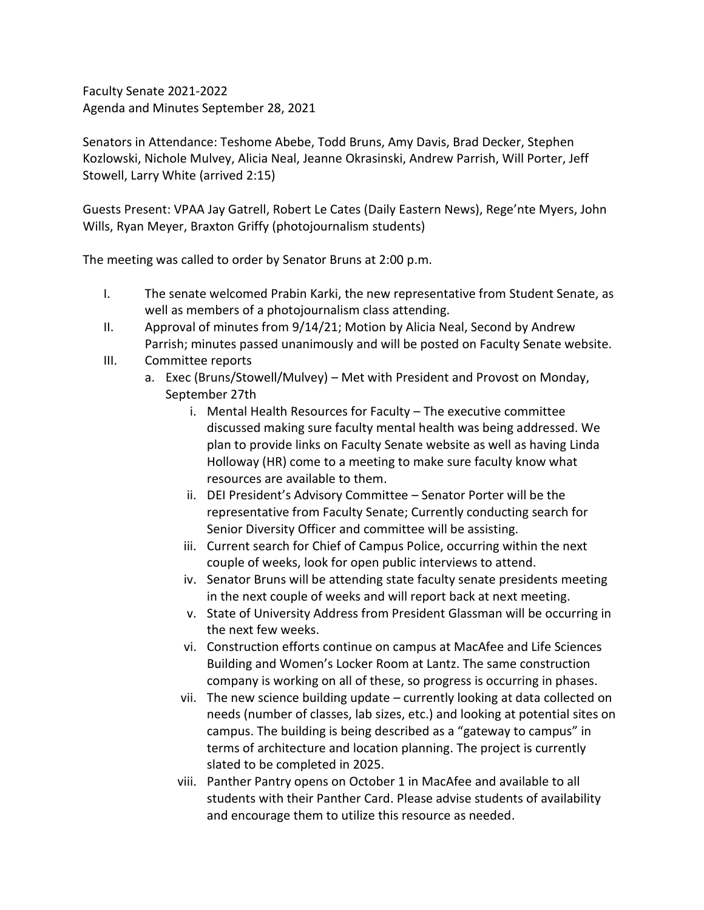Faculty Senate 2021-2022
Agenda and Minutes September 28, 2021

Senators in Attendance: Teshome Abebe, Todd Bruns, Amy Davis, Brad Decker, Stephen Kozlowski, Nichole Mulvey, Alicia Neal, Jeanne Okrasinski, Andrew Parrish, Will Porter, Jeff Stowell, Larry White (arrived 2:15)

Guests Present: VPAA Jay Gatrell, Robert Le Cates (Daily Eastern News), Rege'nte Myers, John Wills, Ryan Meyer, Braxton Griffy (photojournalism students)

The meeting was called to order by Senator Bruns at 2:00 p.m.

I. The senate welcomed Prabin Karki, the new representative from Student Senate, as well as members of a photojournalism class attending.
II. Approval of minutes from 9/14/21; Motion by Alicia Neal, Second by Andrew Parrish; minutes passed unanimously and will be posted on Faculty Senate website.
III. Committee reports
   a. Exec (Bruns/Stowell/Mulvey) – Met with President and Provost on Monday, September 27th
      i. Mental Health Resources for Faculty – The executive committee discussed making sure faculty mental health was being addressed. We plan to provide links on Faculty Senate website as well as having Linda Holloway (HR) come to a meeting to make sure faculty know what resources are available to them.
      ii. DEI President's Advisory Committee – Senator Porter will be the representative from Faculty Senate; Currently conducting search for Senior Diversity Officer and committee will be assisting.
      iii. Current search for Chief of Campus Police, occurring within the next couple of weeks, look for open public interviews to attend.
      iv. Senator Bruns will be attending state faculty senate presidents meeting in the next couple of weeks and will report back at next meeting.
      v. State of University Address from President Glassman will be occurring in the next few weeks.
      vi. Construction efforts continue on campus at MacAfee and Life Sciences Building and Women's Locker Room at Lantz. The same construction company is working on all of these, so progress is occurring in phases.
      vii. The new science building update – currently looking at data collected on needs (number of classes, lab sizes, etc.) and looking at potential sites on campus. The building is being described as a "gateway to campus" in terms of architecture and location planning. The project is currently slated to be completed in 2025.
      viii. Panther Pantry opens on October 1 in MacAfee and available to all students with their Panther Card. Please advise students of availability and encourage them to utilize this resource as needed.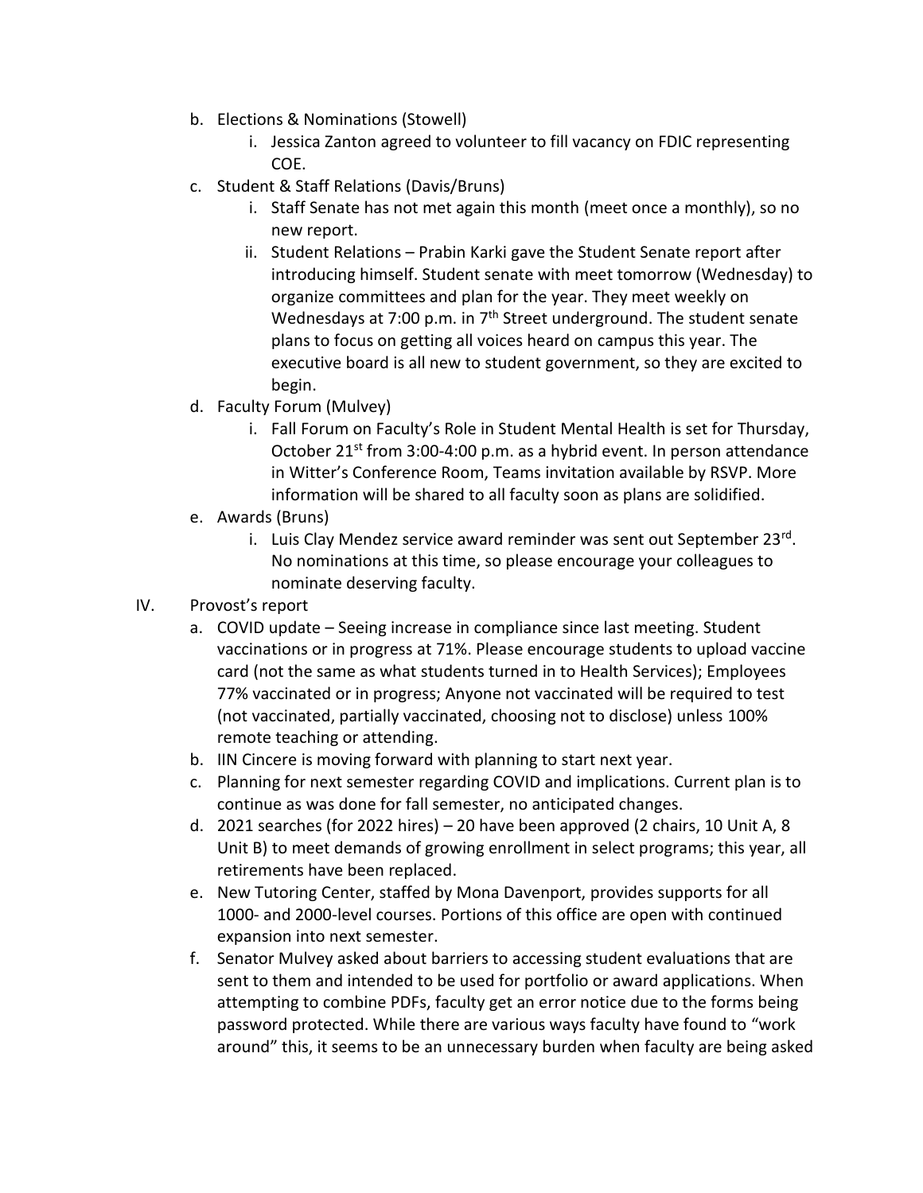b. Elections & Nominations (Stowell)
    i. Jessica Zanton agreed to volunteer to fill vacancy on FDIC representing COE.
c. Student & Staff Relations (Davis/Bruns)
    i. Staff Senate has not met again this month (meet once a monthly), so no new report.
    ii. Student Relations – Prabin Karki gave the Student Senate report after introducing himself. Student senate with meet tomorrow (Wednesday) to organize committees and plan for the year. They meet weekly on Wednesdays at 7:00 p.m. in 7th Street underground. The student senate plans to focus on getting all voices heard on campus this year. The executive board is all new to student government, so they are excited to begin.
d. Faculty Forum (Mulvey)
    i. Fall Forum on Faculty's Role in Student Mental Health is set for Thursday, October 21st from 3:00-4:00 p.m. as a hybrid event. In person attendance in Witter's Conference Room, Teams invitation available by RSVP. More information will be shared to all faculty soon as plans are solidified.
e. Awards (Bruns)
    i. Luis Clay Mendez service award reminder was sent out September 23rd. No nominations at this time, so please encourage your colleagues to nominate deserving faculty.

IV. Provost's report

a. COVID update – Seeing increase in compliance since last meeting. Student vaccinations or in progress at 71%. Please encourage students to upload vaccine card (not the same as what students turned in to Health Services); Employees 77% vaccinated or in progress; Anyone not vaccinated will be required to test (not vaccinated, partially vaccinated, choosing not to disclose) unless 100% remote teaching or attending.
b. IIN Cincere is moving forward with planning to start next year.
c. Planning for next semester regarding COVID and implications. Current plan is to continue as was done for fall semester, no anticipated changes.
d. 2021 searches (for 2022 hires) – 20 have been approved (2 chairs, 10 Unit A, 8 Unit B) to meet demands of growing enrollment in select programs; this year, all retirements have been replaced.
e. New Tutoring Center, staffed by Mona Davenport, provides supports for all 1000- and 2000-level courses. Portions of this office are open with continued expansion into next semester.
f. Senator Mulvey asked about barriers to accessing student evaluations that are sent to them and intended to be used for portfolio or award applications. When attempting to combine PDFs, faculty get an error notice due to the forms being password protected. While there are various ways faculty have found to "work around" this, it seems to be an unnecessary burden when faculty are being asked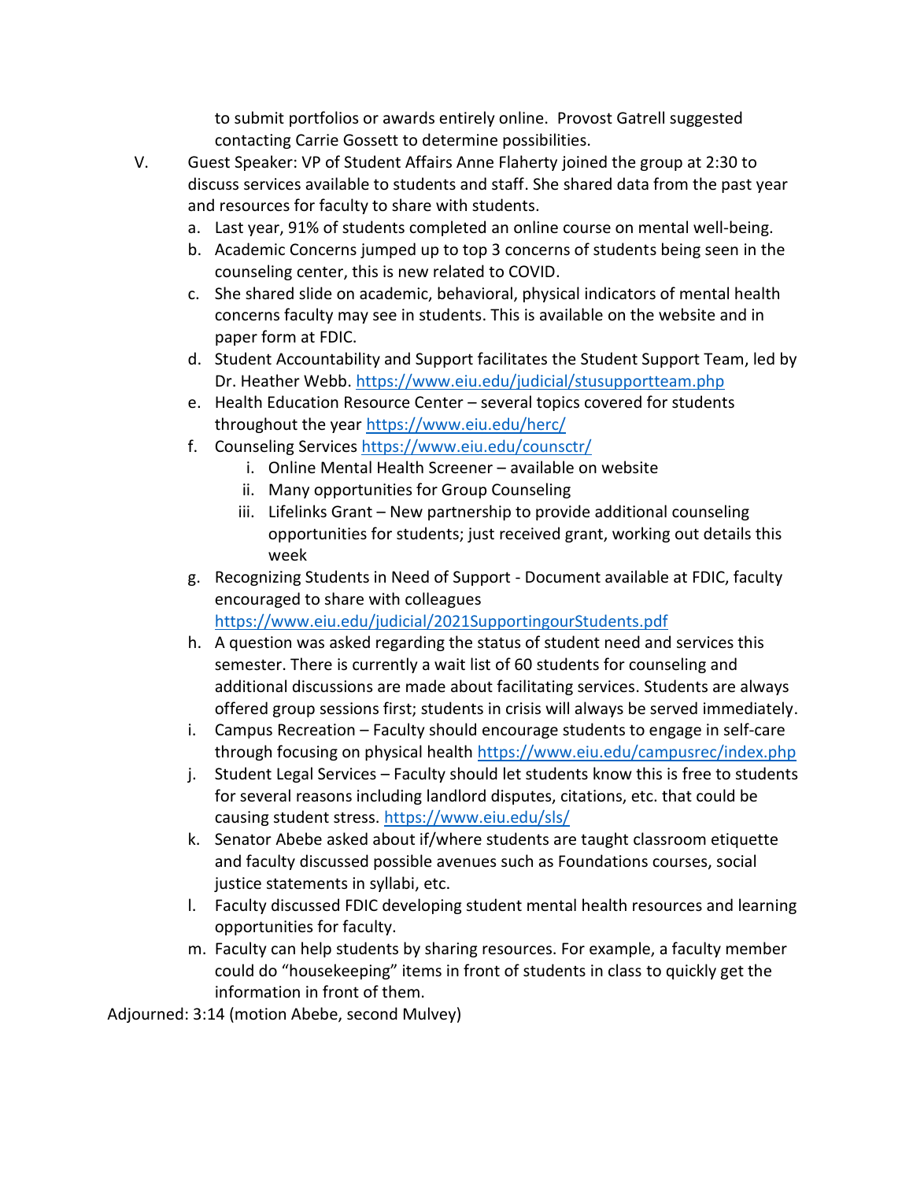to submit portfolios or awards entirely online. Provost Gatrell suggested contacting Carrie Gossett to determine possibilities.

V. Guest Speaker: VP of Student Affairs Anne Flaherty joined the group at 2:30 to discuss services available to students and staff. She shared data from the past year and resources for faculty to share with students.

   a. Last year, 91% of students completed an online course on mental well-being.
   b. Academic Concerns jumped up to top 3 concerns of students being seen in the counseling center, this is new related to COVID.
   c. She shared slide on academic, behavioral, physical indicators of mental health concerns faculty may see in students. This is available on the website and in paper form at FDIC.
   d. Student Accountability and Support facilitates the Student Support Team, led by Dr. Heather Webb. https://www.eiu.edu/judicial/stusupportteam.php
   e. Health Education Resource Center – several topics covered for students throughout the year https://www.eiu.edu/herc/
   f. Counseling Services https://www.eiu.edu/counsctr/
      i. Online Mental Health Screener – available on website
      ii. Many opportunities for Group Counseling
      iii. Lifelinks Grant – New partnership to provide additional counseling opportunities for students; just received grant, working out details this week
   g. Recognizing Students in Need of Support - Document available at FDIC, faculty encouraged to share with colleagues https://www.eiu.edu/judicial/2021SupportingourStudents.pdf
   h. A question was asked regarding the status of student need and services this semester. There is currently a wait list of 60 students for counseling and additional discussions are made about facilitating services. Students are always offered group sessions first; students in crisis will always be served immediately.
   i. Campus Recreation – Faculty should encourage students to engage in self-care through focusing on physical health https://www.eiu.edu/campusrec/index.php
   j. Student Legal Services – Faculty should let students know this is free to students for several reasons including landlord disputes, citations, etc. that could be causing student stress. https://www.eiu.edu/sls/
   k. Senator Abebe asked about if/where students are taught classroom etiquette and faculty discussed possible avenues such as Foundations courses, social justice statements in syllabi, etc.
   l. Faculty discussed FDIC developing student mental health resources and learning opportunities for faculty.
   m. Faculty can help students by sharing resources. For example, a faculty member could do "housekeeping" items in front of students in class to quickly get the information in front of them.

Adjourned: 3:14 (motion Abebe, second Mulvey)